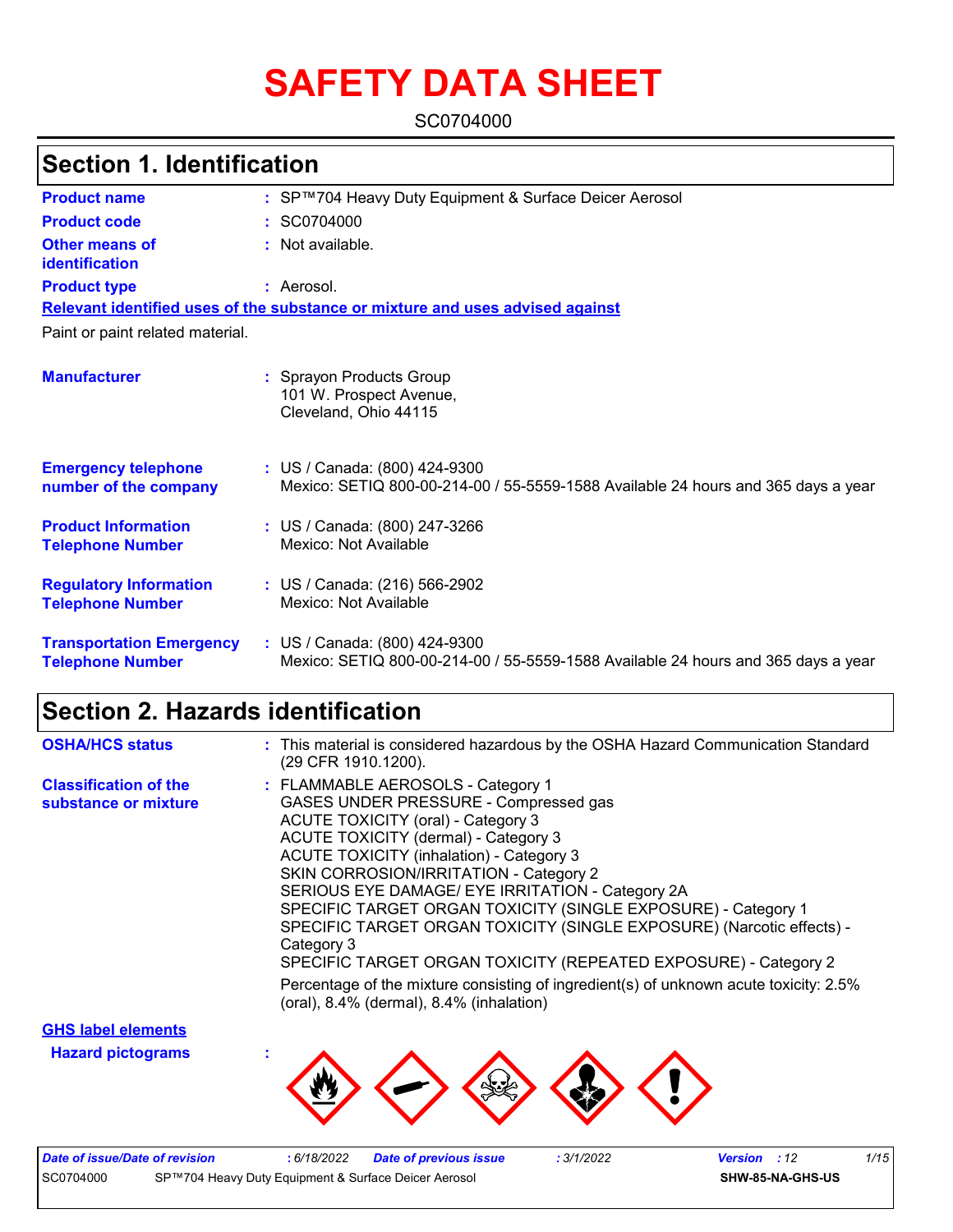# SAFETY DATA SHEET

SC0704000

## Section 1. Identification

| | | |
|---|---|---|
| **Product name** | : | SP™704 Heavy Duty Equipment & Surface Deicer Aerosol |
| **Product code** | : | SC0704000 |
| **Other means of identification** | : | Not available. |
| **Product type** | : | Aerosol. |

**Relevant identified uses of the substance or mixture and uses advised against**

Paint or paint related material.

| | | |
|---|---|---|
| **Manufacturer** | : | Sprayon Products Group<br>101 W. Prospect Avenue,<br>Cleveland, Ohio 44115 |
| **Emergency telephone number of the company** | : | US / Canada: (800) 424-9300<br>Mexico: SETIQ 800-00-214-00 / 55-5559-1588 Available 24 hours and 365 days a year |
| **Product Information Telephone Number** | : | US / Canada: (800) 247-3266<br>Mexico: Not Available |
| **Regulatory Information Telephone Number** | : | US / Canada: (216) 566-2902<br>Mexico: Not Available |
| **Transportation Emergency Telephone Number** | : | US / Canada: (800) 424-9300<br>Mexico: SETIQ 800-00-214-00 / 55-5559-1588 Available 24 hours and 365 days a year |

## Section 2. Hazards identification

**OSHA/HCS status** : This material is considered hazardous by the OSHA Hazard Communication Standard (29 CFR 1910.1200).

**Classification of the substance or mixture** :
FLAMMABLE AEROSOLS - Category 1
GASES UNDER PRESSURE - Compressed gas
ACUTE TOXICITY (oral) - Category 3
ACUTE TOXICITY (dermal) - Category 3
ACUTE TOXICITY (inhalation) - Category 3
SKIN CORROSION/IRRITATION - Category 2
SERIOUS EYE DAMAGE/ EYE IRRITATION - Category 2A
SPECIFIC TARGET ORGAN TOXICITY (SINGLE EXPOSURE) - Category 1
SPECIFIC TARGET ORGAN TOXICITY (SINGLE EXPOSURE) (Narcotic effects) - Category 3
SPECIFIC TARGET ORGAN TOXICITY (REPEATED EXPOSURE) - Category 2

Percentage of the mixture consisting of ingredient(s) of unknown acute toxicity: 2.5% (oral), 8.4% (dermal), 8.4% (inhalation)

**GHS label elements**

**Hazard pictograms** :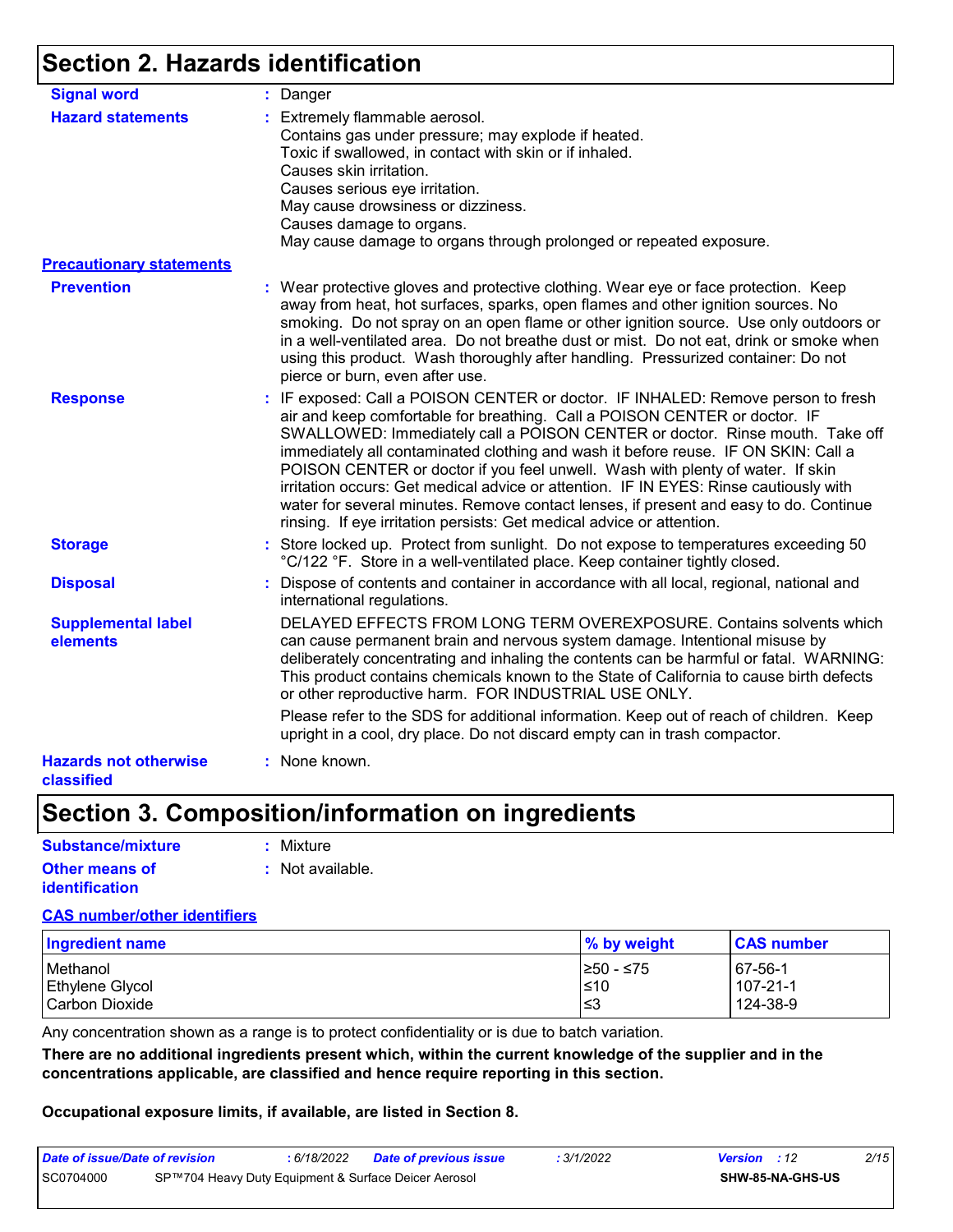# Section 2. Hazards identification

**Signal word** : Danger

**Hazard statements** : Extremely flammable aerosol.
Contains gas under pressure; may explode if heated.
Toxic if swallowed, in contact with skin or if inhaled.
Causes skin irritation.
Causes serious eye irritation.
May cause drowsiness or dizziness.
Causes damage to organs.
May cause damage to organs through prolonged or repeated exposure.

**Precautionary statements**

**Prevention** : Wear protective gloves and protective clothing. Wear eye or face protection. Keep away from heat, hot surfaces, sparks, open flames and other ignition sources. No smoking. Do not spray on an open flame or other ignition source. Use only outdoors or in a well-ventilated area. Do not breathe dust or mist. Do not eat, drink or smoke when using this product. Wash thoroughly after handling. Pressurized container: Do not pierce or burn, even after use.

**Response** : IF exposed: Call a POISON CENTER or doctor. IF INHALED: Remove person to fresh air and keep comfortable for breathing. Call a POISON CENTER or doctor. IF SWALLOWED: Immediately call a POISON CENTER or doctor. Rinse mouth. Take off immediately all contaminated clothing and wash it before reuse. IF ON SKIN: Call a POISON CENTER or doctor if you feel unwell. Wash with plenty of water. If skin irritation occurs: Get medical advice or attention. IF IN EYES: Rinse cautiously with water for several minutes. Remove contact lenses, if present and easy to do. Continue rinsing. If eye irritation persists: Get medical advice or attention.

**Storage** : Store locked up. Protect from sunlight. Do not expose to temperatures exceeding 50 °C/122 °F. Store in a well-ventilated place. Keep container tightly closed.

**Disposal** : Dispose of contents and container in accordance with all local, regional, national and international regulations.

**Supplemental label elements** DELAYED EFFECTS FROM LONG TERM OVEREXPOSURE. Contains solvents which can cause permanent brain and nervous system damage. Intentional misuse by deliberately concentrating and inhaling the contents can be harmful or fatal. WARNING: This product contains chemicals known to the State of California to cause birth defects or other reproductive harm. FOR INDUSTRIAL USE ONLY.

Please refer to the SDS for additional information. Keep out of reach of children. Keep upright in a cool, dry place. Do not discard empty can in trash compactor.

**Hazards not otherwise classified** : None known.

# Section 3. Composition/information on ingredients

**Substance/mixture** : Mixture

**Other means of identification** : Not available.

**CAS number/other identifiers**

| Ingredient name | % by weight | CAS number |
|---|---|---|
| Methanol | ≥50 - ≤75 | 67-56-1 |
| Ethylene Glycol | ≤10 | 107-21-1 |
| Carbon Dioxide | ≤3 | 124-38-9 |

Any concentration shown as a range is to protect confidentiality or is due to batch variation.

**There are no additional ingredients present which, within the current knowledge of the supplier and in the concentrations applicable, are classified and hence require reporting in this section.**

**Occupational exposure limits, if available, are listed in Section 8.**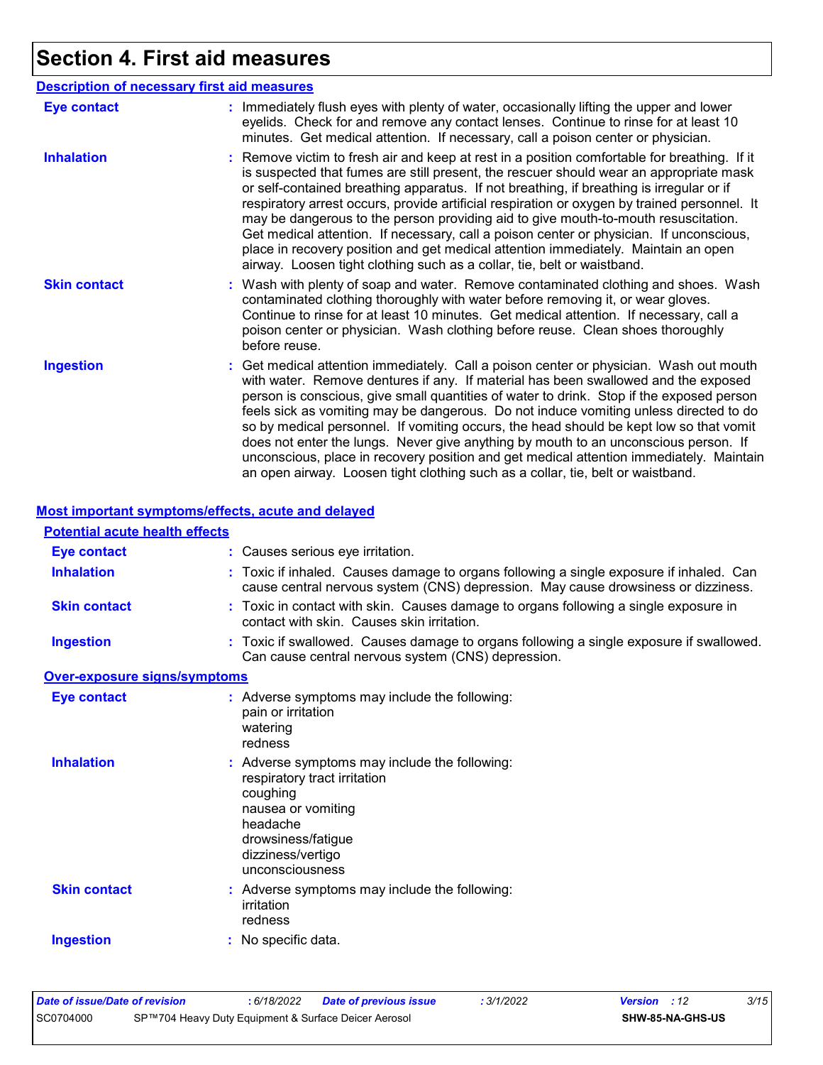# Section 4. First aid measures

## Description of necessary first aid measures

**Eye contact** : Immediately flush eyes with plenty of water, occasionally lifting the upper and lower eyelids. Check for and remove any contact lenses. Continue to rinse for at least 10 minutes. Get medical attention. If necessary, call a poison center or physician.

**Inhalation** : Remove victim to fresh air and keep at rest in a position comfortable for breathing. If it is suspected that fumes are still present, the rescuer should wear an appropriate mask or self-contained breathing apparatus. If not breathing, if breathing is irregular or if respiratory arrest occurs, provide artificial respiration or oxygen by trained personnel. It may be dangerous to the person providing aid to give mouth-to-mouth resuscitation. Get medical attention. If necessary, call a poison center or physician. If unconscious, place in recovery position and get medical attention immediately. Maintain an open airway. Loosen tight clothing such as a collar, tie, belt or waistband.

**Skin contact** : Wash with plenty of soap and water. Remove contaminated clothing and shoes. Wash contaminated clothing thoroughly with water before removing it, or wear gloves. Continue to rinse for at least 10 minutes. Get medical attention. If necessary, call a poison center or physician. Wash clothing before reuse. Clean shoes thoroughly before reuse.

**Ingestion** : Get medical attention immediately. Call a poison center or physician. Wash out mouth with water. Remove dentures if any. If material has been swallowed and the exposed person is conscious, give small quantities of water to drink. Stop if the exposed person feels sick as vomiting may be dangerous. Do not induce vomiting unless directed to do so by medical personnel. If vomiting occurs, the head should be kept low so that vomit does not enter the lungs. Never give anything by mouth to an unconscious person. If unconscious, place in recovery position and get medical attention immediately. Maintain an open airway. Loosen tight clothing such as a collar, tie, belt or waistband.

## Most important symptoms/effects, acute and delayed

### Potential acute health effects

**Eye contact** : Causes serious eye irritation.

**Inhalation** : Toxic if inhaled. Causes damage to organs following a single exposure if inhaled. Can cause central nervous system (CNS) depression. May cause drowsiness or dizziness.

**Skin contact** : Toxic in contact with skin. Causes damage to organs following a single exposure in contact with skin. Causes skin irritation.

**Ingestion** : Toxic if swallowed. Causes damage to organs following a single exposure if swallowed. Can cause central nervous system (CNS) depression.

### Over-exposure signs/symptoms

**Eye contact** : Adverse symptoms may include the following:
pain or irritation
watering
redness

**Inhalation** : Adverse symptoms may include the following:
respiratory tract irritation
coughing
nausea or vomiting
headache
drowsiness/fatigue
dizziness/vertigo
unconsciousness

**Skin contact** : Adverse symptoms may include the following:
irritation
redness

**Ingestion** : No specific data.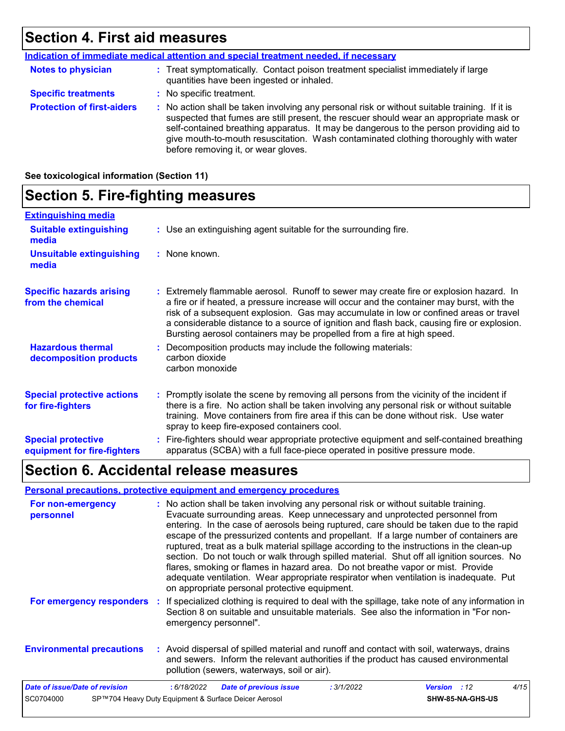## Section 4. First aid measures

**Indication of immediate medical attention and special treatment needed, if necessary**

**Notes to physician** : Treat symptomatically. Contact poison treatment specialist immediately if large quantities have been ingested or inhaled.

**Specific treatments** : No specific treatment.

**Protection of first-aiders** : No action shall be taken involving any personal risk or without suitable training. If it is suspected that fumes are still present, the rescuer should wear an appropriate mask or self-contained breathing apparatus. It may be dangerous to the person providing aid to give mouth-to-mouth resuscitation. Wash contaminated clothing thoroughly with water before removing it, or wear gloves.

**See toxicological information (Section 11)**

## Section 5. Fire-fighting measures

**Extinguishing media**

**Suitable extinguishing media** : Use an extinguishing agent suitable for the surrounding fire.

**Unsuitable extinguishing media** : None known.

**Specific hazards arising from the chemical** : Extremely flammable aerosol. Runoff to sewer may create fire or explosion hazard. In a fire or if heated, a pressure increase will occur and the container may burst, with the risk of a subsequent explosion. Gas may accumulate in low or confined areas or travel a considerable distance to a source of ignition and flash back, causing fire or explosion. Bursting aerosol containers may be propelled from a fire at high speed.

**Hazardous thermal decomposition products** : Decomposition products may include the following materials:
carbon dioxide
carbon monoxide

**Special protective actions for fire-fighters** : Promptly isolate the scene by removing all persons from the vicinity of the incident if there is a fire. No action shall be taken involving any personal risk or without suitable training. Move containers from fire area if this can be done without risk. Use water spray to keep fire-exposed containers cool.

**Special protective equipment for fire-fighters** : Fire-fighters should wear appropriate protective equipment and self-contained breathing apparatus (SCBA) with a full face-piece operated in positive pressure mode.

## Section 6. Accidental release measures

**Personal precautions, protective equipment and emergency procedures**

**For non-emergency personnel** : No action shall be taken involving any personal risk or without suitable training. Evacuate surrounding areas. Keep unnecessary and unprotected personnel from entering. In the case of aerosols being ruptured, care should be taken due to the rapid escape of the pressurized contents and propellant. If a large number of containers are ruptured, treat as a bulk material spillage according to the instructions in the clean-up section. Do not touch or walk through spilled material. Shut off all ignition sources. No flares, smoking or flames in hazard area. Do not breathe vapor or mist. Provide adequate ventilation. Wear appropriate respirator when ventilation is inadequate. Put on appropriate personal protective equipment.

**For emergency responders** : If specialized clothing is required to deal with the spillage, take note of any information in Section 8 on suitable and unsuitable materials. See also the information in "For non-emergency personnel".

**Environmental precautions** : Avoid dispersal of spilled material and runoff and contact with soil, waterways, drains and sewers. Inform the relevant authorities if the product has caused environmental pollution (sewers, waterways, soil or air).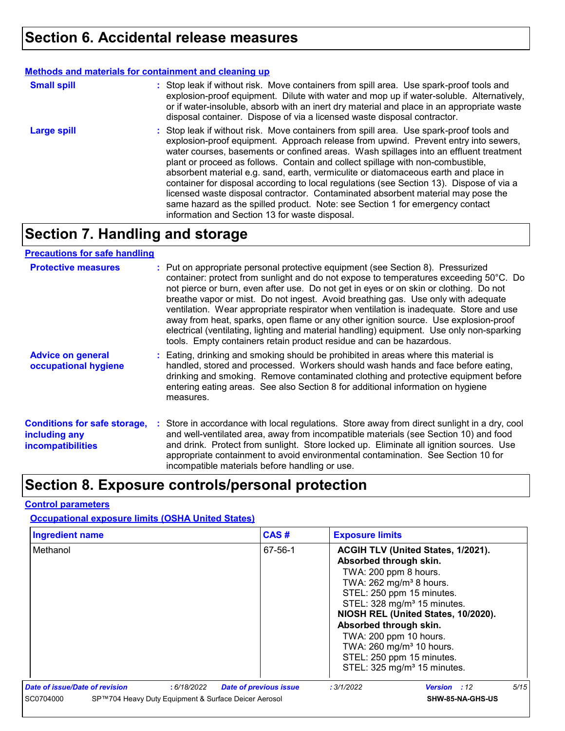## Section 6. Accidental release measures

### Methods and materials for containment and cleaning up

**Small spill** : Stop leak if without risk. Move containers from spill area. Use spark-proof tools and explosion-proof equipment. Dilute with water and mop up if water-soluble. Alternatively, or if water-insoluble, absorb with an inert dry material and place in an appropriate waste disposal container. Dispose of via a licensed waste disposal contractor.

**Large spill** : Stop leak if without risk. Move containers from spill area. Use spark-proof tools and explosion-proof equipment. Approach release from upwind. Prevent entry into sewers, water courses, basements or confined areas. Wash spillages into an effluent treatment plant or proceed as follows. Contain and collect spillage with non-combustible, absorbent material e.g. sand, earth, vermiculite or diatomaceous earth and place in container for disposal according to local regulations (see Section 13). Dispose of via a licensed waste disposal contractor. Contaminated absorbent material may pose the same hazard as the spilled product. Note: see Section 1 for emergency contact information and Section 13 for waste disposal.

## Section 7. Handling and storage

### Precautions for safe handling

**Protective measures** : Put on appropriate personal protective equipment (see Section 8). Pressurized container: protect from sunlight and do not expose to temperatures exceeding 50°C. Do not pierce or burn, even after use. Do not get in eyes or on skin or clothing. Do not breathe vapor or mist. Do not ingest. Avoid breathing gas. Use only with adequate ventilation. Wear appropriate respirator when ventilation is inadequate. Store and use away from heat, sparks, open flame or any other ignition source. Use explosion-proof electrical (ventilating, lighting and material handling) equipment. Use only non-sparking tools. Empty containers retain product residue and can be hazardous.

**Advice on general occupational hygiene** : Eating, drinking and smoking should be prohibited in areas where this material is handled, stored and processed. Workers should wash hands and face before eating, drinking and smoking. Remove contaminated clothing and protective equipment before entering eating areas. See also Section 8 for additional information on hygiene measures.

**Conditions for safe storage, including any incompatibilities** : Store in accordance with local regulations. Store away from direct sunlight in a dry, cool and well-ventilated area, away from incompatible materials (see Section 10) and food and drink. Protect from sunlight. Store locked up. Eliminate all ignition sources. Use appropriate containment to avoid environmental contamination. See Section 10 for incompatible materials before handling or use.

## Section 8. Exposure controls/personal protection

### Control parameters

#### Occupational exposure limits (OSHA United States)

| Ingredient name | CAS # | Exposure limits |
|---|---|---|
| Methanol | 67-56-1 | **ACGIH TLV (United States, 1/2021). Absorbed through skin.**<br>TWA: 200 ppm 8 hours.<br>TWA: 262 mg/m³ 8 hours.<br>STEL: 250 ppm 15 minutes.<br>STEL: 328 mg/m³ 15 minutes.<br>**NIOSH REL (United States, 10/2020). Absorbed through skin.**<br>TWA: 200 ppm 10 hours.<br>TWA: 260 mg/m³ 10 hours.<br>STEL: 250 ppm 15 minutes.<br>STEL: 325 mg/m³ 15 minutes. |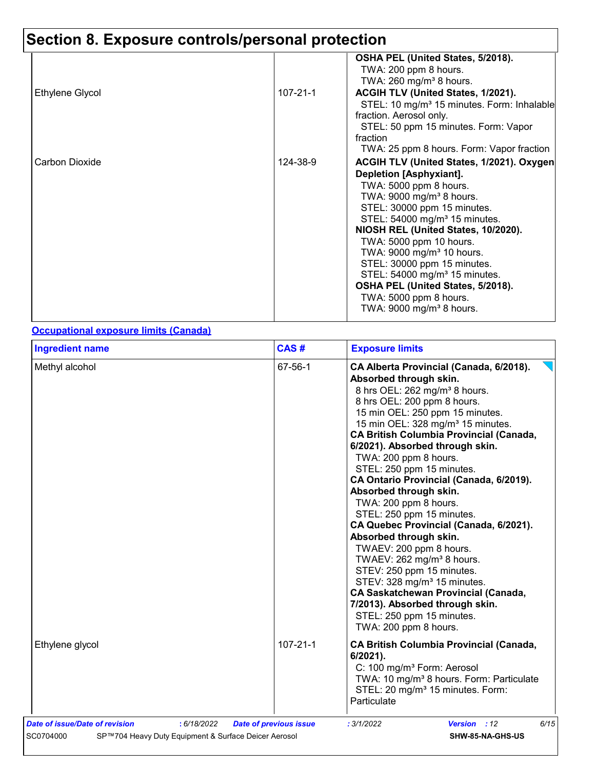# Section 8. Exposure controls/personal protection

| | | |
|---|---|---|
| | | **OSHA PEL (United States, 5/2018).**<br>TWA: 200 ppm 8 hours.<br>TWA: 260 mg/m³ 8 hours. |
| Ethylene Glycol | 107-21-1 | **ACGIH TLV (United States, 1/2021).**<br>STEL: 10 mg/m³ 15 minutes. Form: Inhalable fraction. Aerosol only.<br>STEL: 50 ppm 15 minutes. Form: Vapor fraction<br>TWA: 25 ppm 8 hours. Form: Vapor fraction |
| Carbon Dioxide | 124-38-9 | **ACGIH TLV (United States, 1/2021). Oxygen Depletion [Asphyxiant].**<br>TWA: 5000 ppm 8 hours.<br>TWA: 9000 mg/m³ 8 hours.<br>STEL: 30000 ppm 15 minutes.<br>STEL: 54000 mg/m³ 15 minutes.<br>**NIOSH REL (United States, 10/2020).**<br>TWA: 5000 ppm 10 hours.<br>TWA: 9000 mg/m³ 10 hours.<br>STEL: 30000 ppm 15 minutes.<br>STEL: 54000 mg/m³ 15 minutes.<br>**OSHA PEL (United States, 5/2018).**<br>TWA: 5000 ppm 8 hours.<br>TWA: 9000 mg/m³ 8 hours. |

**Occupational exposure limits (Canada)**

| Ingredient name | CAS # | Exposure limits |
|---|---|---|
| Methyl alcohol | 67-56-1 | **CA Alberta Provincial (Canada, 6/2018). Absorbed through skin.**<br>8 hrs OEL: 262 mg/m³ 8 hours.<br>8 hrs OEL: 200 ppm 8 hours.<br>15 min OEL: 250 ppm 15 minutes.<br>15 min OEL: 328 mg/m³ 15 minutes.<br>**CA British Columbia Provincial (Canada, 6/2021). Absorbed through skin.**<br>TWA: 200 ppm 8 hours.<br>STEL: 250 ppm 15 minutes.<br>**CA Ontario Provincial (Canada, 6/2019). Absorbed through skin.**<br>TWA: 200 ppm 8 hours.<br>STEL: 250 ppm 15 minutes.<br>**CA Quebec Provincial (Canada, 6/2021). Absorbed through skin.**<br>TWAEV: 200 ppm 8 hours.<br>TWAEV: 262 mg/m³ 8 hours.<br>STEV: 250 ppm 15 minutes.<br>STEV: 328 mg/m³ 15 minutes.<br>**CA Saskatchewan Provincial (Canada, 7/2013). Absorbed through skin.**<br>STEL: 250 ppm 15 minutes.<br>TWA: 200 ppm 8 hours. |
| Ethylene glycol | 107-21-1 | **CA British Columbia Provincial (Canada, 6/2021).**<br>C: 100 mg/m³ Form: Aerosol<br>TWA: 10 mg/m³ 8 hours. Form: Particulate<br>STEL: 20 mg/m³ 15 minutes. Form: Particulate |

*Date of issue/Date of revision* : 6/18/2022 *Date of previous issue* : 3/1/2022 *Version* : 12

SC0704000 SP™704 Heavy Duty Equipment & Surface Deicer Aerosol **SHW-85-NA-GHS-US**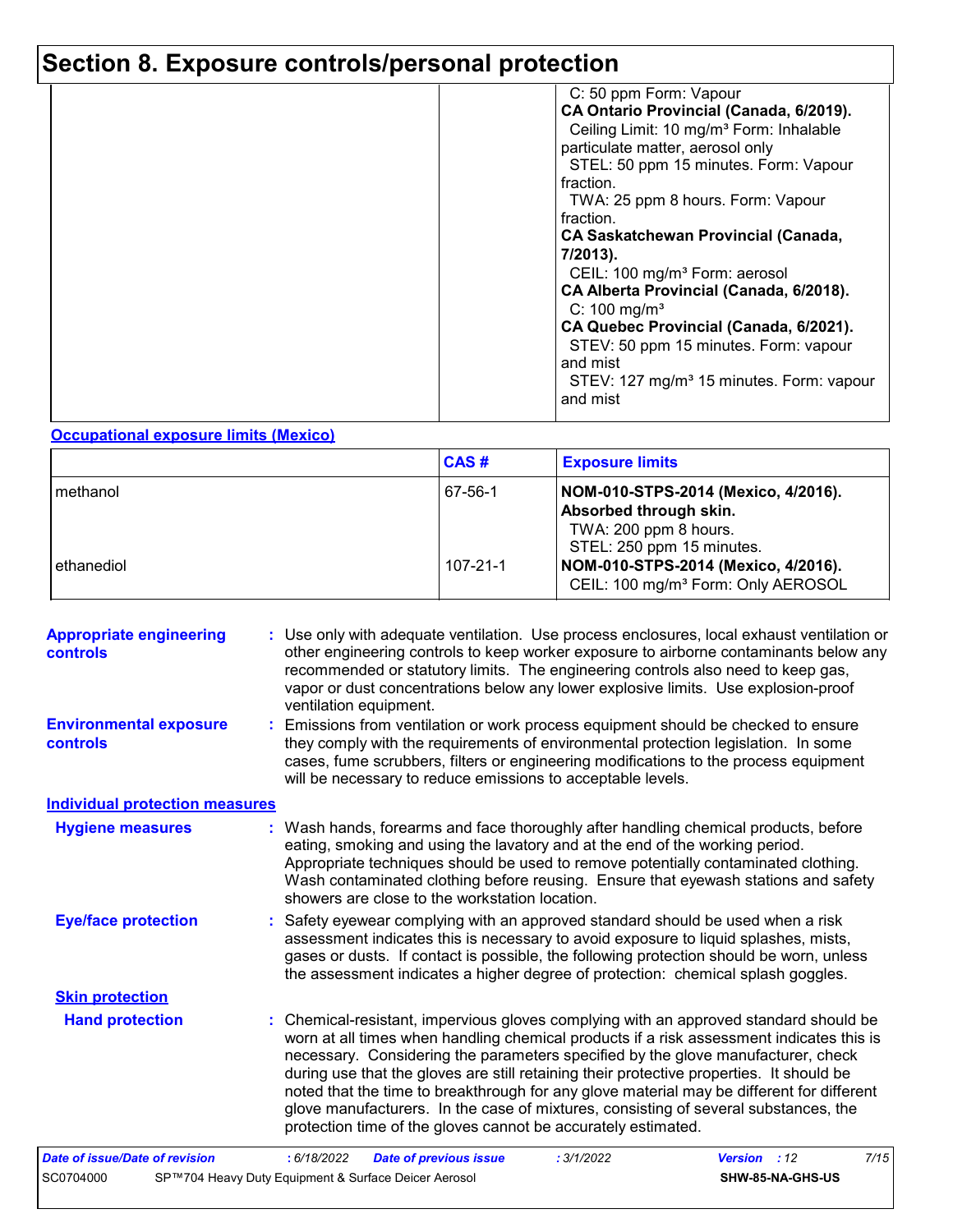# Section 8. Exposure controls/personal protection

| | | |
|---|---|---|
| | | C: 50 ppm Form: Vapour<br>**CA Ontario Provincial (Canada, 6/2019).**<br>Ceiling Limit: 10 mg/m³ Form: Inhalable particulate matter, aerosol only<br>STEL: 50 ppm 15 minutes. Form: Vapour fraction.<br>TWA: 25 ppm 8 hours. Form: Vapour fraction.<br>**CA Saskatchewan Provincial (Canada, 7/2013).**<br>CEIL: 100 mg/m³ Form: aerosol<br>**CA Alberta Provincial (Canada, 6/2018).**<br>C: 100 mg/m³<br>**CA Quebec Provincial (Canada, 6/2021).**<br>STEV: 50 ppm 15 minutes. Form: vapour and mist<br>STEV: 127 mg/m³ 15 minutes. Form: vapour and mist |

**Occupational exposure limits (Mexico)**

| | CAS # | Exposure limits |
|---|---|---|
| methanol | 67-56-1 | **NOM-010-STPS-2014 (Mexico, 4/2016). Absorbed through skin.**<br>TWA: 200 ppm 8 hours.<br>STEL: 250 ppm 15 minutes. |
| ethanediol | 107-21-1 | **NOM-010-STPS-2014 (Mexico, 4/2016).**<br>CEIL: 100 mg/m³ Form: Only AEROSOL |

**Appropriate engineering controls** : Use only with adequate ventilation. Use process enclosures, local exhaust ventilation or other engineering controls to keep worker exposure to airborne contaminants below any recommended or statutory limits. The engineering controls also need to keep gas, vapor or dust concentrations below any lower explosive limits. Use explosion-proof ventilation equipment.

**Environmental exposure controls** : Emissions from ventilation or work process equipment should be checked to ensure they comply with the requirements of environmental protection legislation. In some cases, fume scrubbers, filters or engineering modifications to the process equipment will be necessary to reduce emissions to acceptable levels.

## Individual protection measures

**Hygiene measures** : Wash hands, forearms and face thoroughly after handling chemical products, before eating, smoking and using the lavatory and at the end of the working period. Appropriate techniques should be used to remove potentially contaminated clothing. Wash contaminated clothing before reusing. Ensure that eyewash stations and safety showers are close to the workstation location.

**Eye/face protection** : Safety eyewear complying with an approved standard should be used when a risk assessment indicates this is necessary to avoid exposure to liquid splashes, mists, gases or dusts. If contact is possible, the following protection should be worn, unless the assessment indicates a higher degree of protection: chemical splash goggles.

### Skin protection

**Hand protection** : Chemical-resistant, impervious gloves complying with an approved standard should be worn at all times when handling chemical products if a risk assessment indicates this is necessary. Considering the parameters specified by the glove manufacturer, check during use that the gloves are still retaining their protective properties. It should be noted that the time to breakthrough for any glove material may be different for different glove manufacturers. In the case of mixtures, consisting of several substances, the protection time of the gloves cannot be accurately estimated.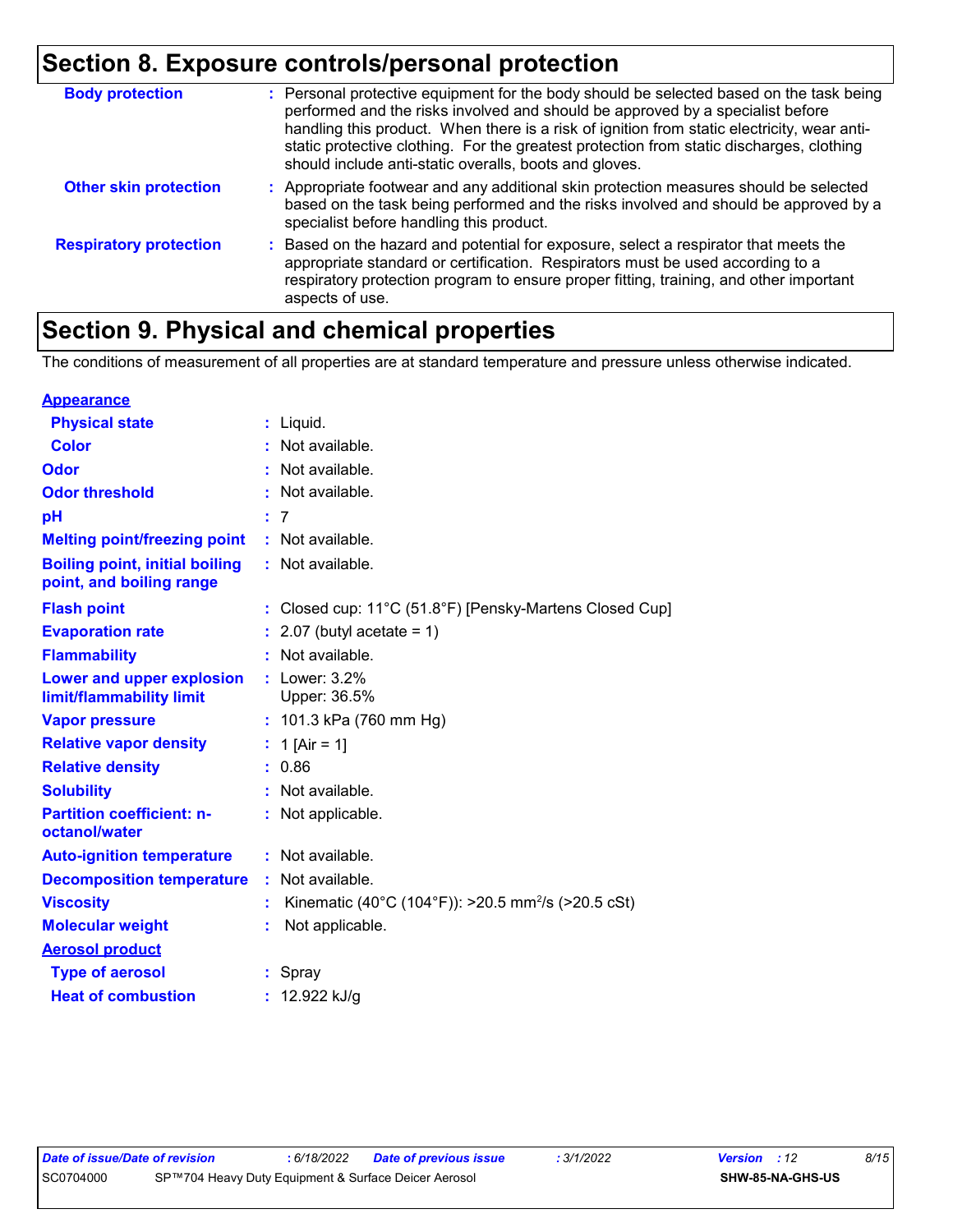## Section 8. Exposure controls/personal protection

| | |
|---|---|
| **Body protection** | : Personal protective equipment for the body should be selected based on the task being performed and the risks involved and should be approved by a specialist before handling this product. When there is a risk of ignition from static electricity, wear anti-static protective clothing. For the greatest protection from static discharges, clothing should include anti-static overalls, boots and gloves. |
| **Other skin protection** | : Appropriate footwear and any additional skin protection measures should be selected based on the task being performed and the risks involved and should be approved by a specialist before handling this product. |
| **Respiratory protection** | : Based on the hazard and potential for exposure, select a respirator that meets the appropriate standard or certification. Respirators must be used according to a respiratory protection program to ensure proper fitting, training, and other important aspects of use. |

## Section 9. Physical and chemical properties

The conditions of measurement of all properties are at standard temperature and pressure unless otherwise indicated.

| | |
|---|---|
| **Appearance** | |
| **Physical state** | : Liquid. |
| **Color** | : Not available. |
| **Odor** | : Not available. |
| **Odor threshold** | : Not available. |
| **pH** | : 7 |
| **Melting point/freezing point** | : Not available. |
| **Boiling point, initial boiling point, and boiling range** | : Not available. |
| **Flash point** | : Closed cup: 11°C (51.8°F) [Pensky-Martens Closed Cup] |
| **Evaporation rate** | : 2.07 (butyl acetate = 1) |
| **Flammability** | : Not available. |
| **Lower and upper explosion limit/flammability limit** | : Lower: 3.2%<br>Upper: 36.5% |
| **Vapor pressure** | : 101.3 kPa (760 mm Hg) |
| **Relative vapor density** | : 1 [Air = 1] |
| **Relative density** | : 0.86 |
| **Solubility** | : Not available. |
| **Partition coefficient: n-octanol/water** | : Not applicable. |
| **Auto-ignition temperature** | : Not available. |
| **Decomposition temperature** | : Not available. |
| **Viscosity** | : Kinematic (40°C (104°F)): >20.5 $mm^2/s$ (>20.5 cSt) |
| **Molecular weight** | : Not applicable. |
| **Aerosol product** | |
| **Type of aerosol** | : Spray |
| **Heat of combustion** | : 12.922 kJ/g |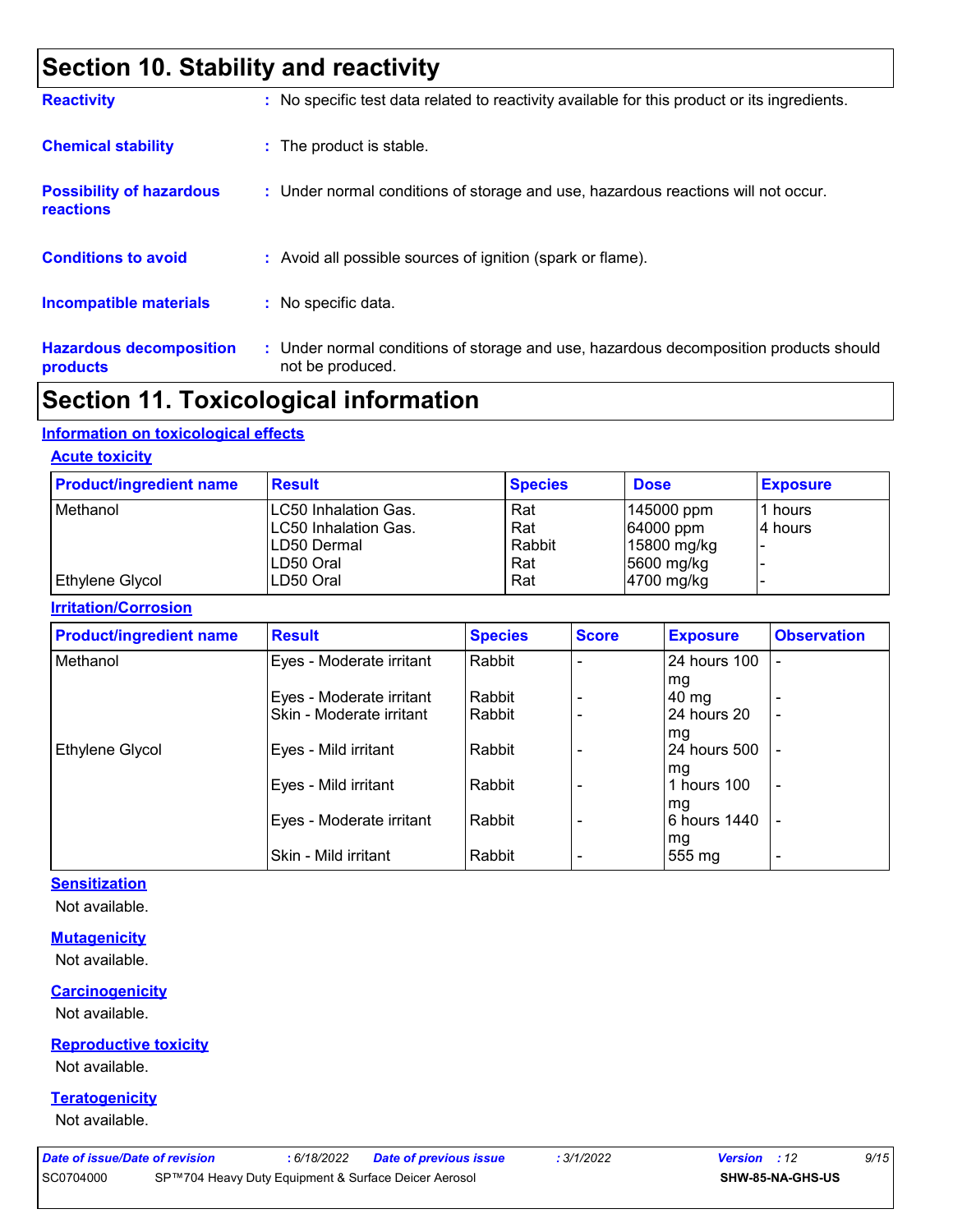# Section 10. Stability and reactivity

**Reactivity** : No specific test data related to reactivity available for this product or its ingredients.

**Chemical stability** : The product is stable.

**Possibility of hazardous reactions** : Under normal conditions of storage and use, hazardous reactions will not occur.

**Conditions to avoid** : Avoid all possible sources of ignition (spark or flame).

**Incompatible materials** : No specific data.

**Hazardous decomposition products** : Under normal conditions of storage and use, hazardous decomposition products should not be produced.

# Section 11. Toxicological information

## Information on toxicological effects

### Acute toxicity

| Product/ingredient name | Result | Species | Dose | Exposure |
|---|---|---|---|---|
| Methanol | LC50 Inhalation Gas. | Rat | 145000 ppm | 1 hours |
| | LC50 Inhalation Gas. | Rat | 64000 ppm | 4 hours |
| | LD50 Dermal | Rabbit | 15800 mg/kg | - |
| | LD50 Oral | Rat | 5600 mg/kg | - |
| Ethylene Glycol | LD50 Oral | Rat | 4700 mg/kg | - |

### Irritation/Corrosion

| Product/ingredient name | Result | Species | Score | Exposure | Observation |
|---|---|---|---|---|---|
| Methanol | Eyes - Moderate irritant | Rabbit | - | 24 hours 100 mg | - |
| | Eyes - Moderate irritant | Rabbit | - | 40 mg | - |
| | Skin - Moderate irritant | Rabbit | - | 24 hours 20 mg | - |
| Ethylene Glycol | Eyes - Mild irritant | Rabbit | - | 24 hours 500 mg | - |
| | Eyes - Mild irritant | Rabbit | - | 1 hours 100 mg | - |
| | Eyes - Moderate irritant | Rabbit | - | 6 hours 1440 mg | - |
| | Skin - Mild irritant | Rabbit | - | 555 mg | - |

### Sensitization

Not available.

### Mutagenicity

Not available.

### Carcinogenicity

Not available.

### Reproductive toxicity

Not available.

### Teratogenicity

Not available.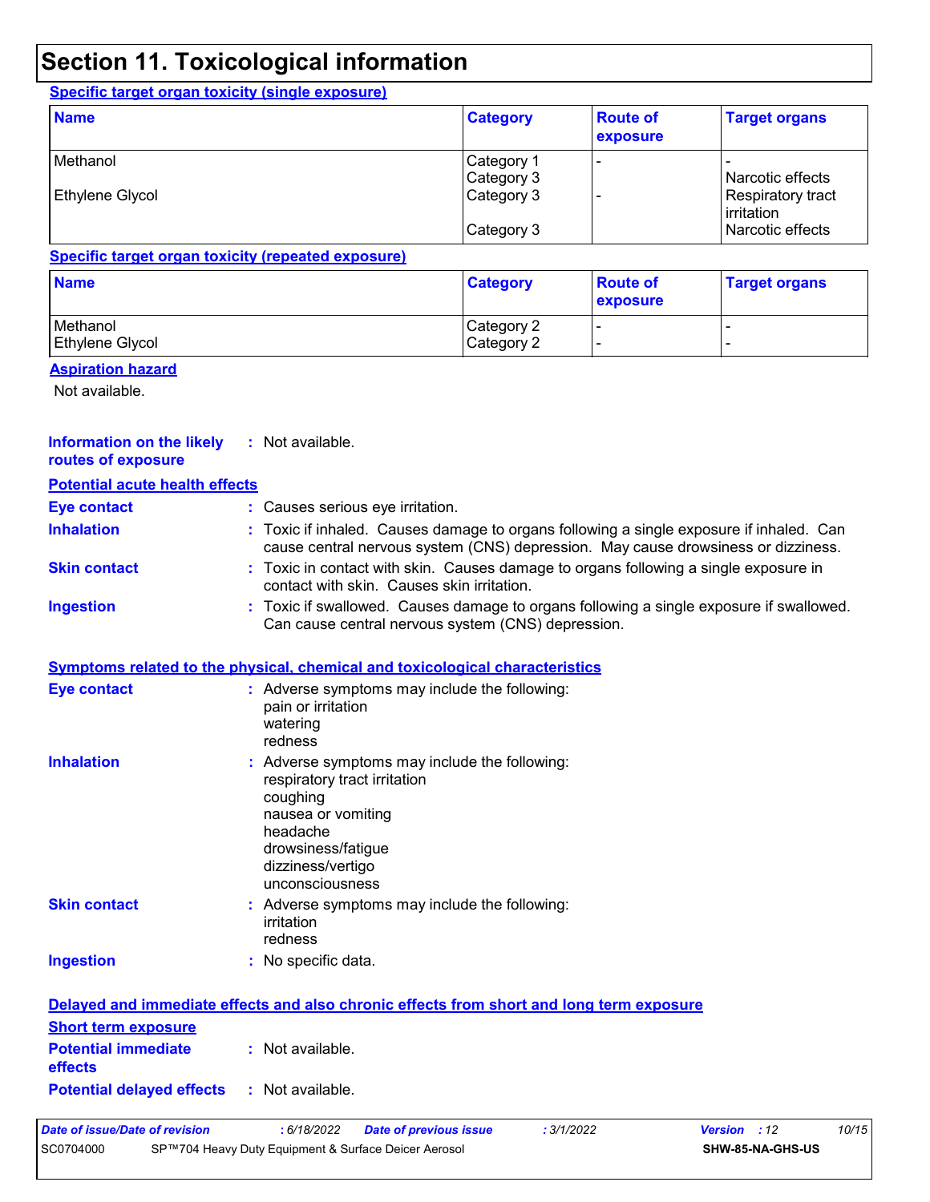# Section 11. Toxicological information

**Specific target organ toxicity (single exposure)**

| Name | Category | Route of exposure | Target organs |
|---|---|---|---|
| Methanol | Category 1 | - | - |
| | Category 3 | | Narcotic effects |
| Ethylene Glycol | Category 3 | - | Respiratory tract irritation |
| | Category 3 | | Narcotic effects |

**Specific target organ toxicity (repeated exposure)**

| Name | Category | Route of exposure | Target organs |
|---|---|---|---|
| Methanol | Category 2 | - | - |
| Ethylene Glycol | Category 2 | - | - |

**Aspiration hazard**

Not available.

**Information on the likely routes of exposure** : Not available.

**Potential acute health effects**

**Eye contact** : Causes serious eye irritation.

**Inhalation** : Toxic if inhaled. Causes damage to organs following a single exposure if inhaled. Can cause central nervous system (CNS) depression. May cause drowsiness or dizziness.

**Skin contact** : Toxic in contact with skin. Causes damage to organs following a single exposure in contact with skin. Causes skin irritation.

**Ingestion** : Toxic if swallowed. Causes damage to organs following a single exposure if swallowed. Can cause central nervous system (CNS) depression.

**Symptoms related to the physical, chemical and toxicological characteristics**

**Eye contact** : Adverse symptoms may include the following:
pain or irritation
watering
redness

**Inhalation** : Adverse symptoms may include the following:
respiratory tract irritation
coughing
nausea or vomiting
headache
drowsiness/fatigue
dizziness/vertigo
unconsciousness

**Skin contact** : Adverse symptoms may include the following:
irritation
redness

**Ingestion** : No specific data.

**Delayed and immediate effects and also chronic effects from short and long term exposure**

**Short term exposure**

**Potential immediate effects** : Not available.

**Potential delayed effects** : Not available.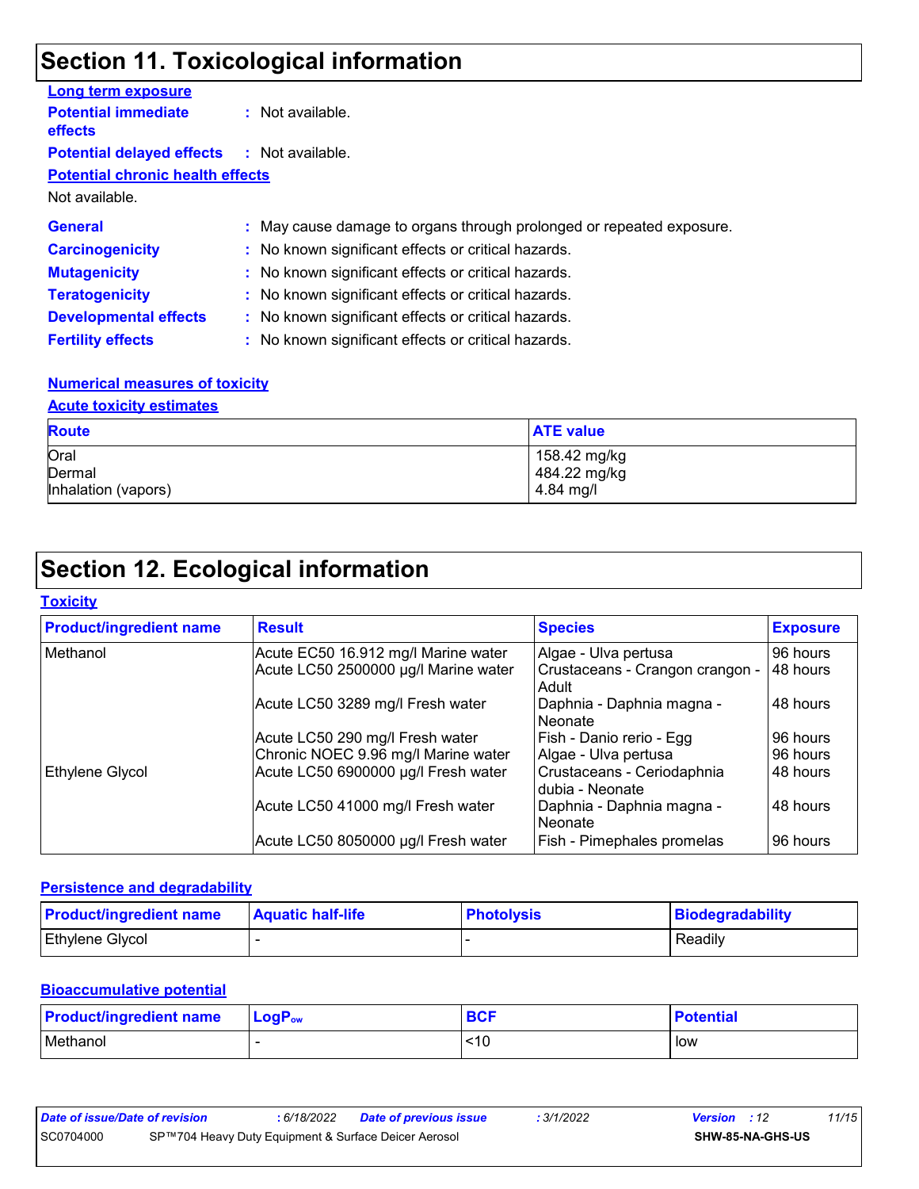# Section 11. Toxicological information

**Long term exposure**

**Potential immediate effects** : Not available.

**Potential delayed effects** : Not available.

**Potential chronic health effects**

Not available.

**General** : May cause damage to organs through prolonged or repeated exposure.

**Carcinogenicity** : No known significant effects or critical hazards.

**Mutagenicity** : No known significant effects or critical hazards.

**Teratogenicity** : No known significant effects or critical hazards.

**Developmental effects** : No known significant effects or critical hazards.

**Fertility effects** : No known significant effects or critical hazards.

**Numerical measures of toxicity**

**Acute toxicity estimates**

| Route | ATE value |
|---|---|
| Oral | 158.42 mg/kg |
| Dermal | 484.22 mg/kg |
| Inhalation (vapors) | 4.84 mg/l |

# Section 12. Ecological information

**Toxicity**

| Product/ingredient name | Result | Species | Exposure |
|---|---|---|---|
| Methanol | Acute EC50 16.912 mg/l Marine water | Algae - Ulva pertusa | 96 hours |
| | Acute LC50 2500000 µg/l Marine water | Crustaceans - Crangon crangon - Adult | 48 hours |
| | Acute LC50 3289 mg/l Fresh water | Daphnia - Daphnia magna - Neonate | 48 hours |
| | Acute LC50 290 mg/l Fresh water | Fish - Danio rerio - Egg | 96 hours |
| | Chronic NOEC 9.96 mg/l Marine water | Algae - Ulva pertusa | 96 hours |
| Ethylene Glycol | Acute LC50 6900000 µg/l Fresh water | Crustaceans - Ceriodaphnia dubia - Neonate | 48 hours |
| | Acute LC50 41000 mg/l Fresh water | Daphnia - Daphnia magna - Neonate | 48 hours |
| | Acute LC50 8050000 µg/l Fresh water | Fish - Pimephales promelas | 96 hours |

**Persistence and degradability**

| Product/ingredient name | Aquatic half-life | Photolysis | Biodegradability |
|---|---|---|---|
| Ethylene Glycol | - | - | Readily |

**Bioaccumulative potential**

| Product/ingredient name | $LogP_{ow}$ | BCF | Potential |
|---|---|---|---|
| Methanol | - | <10 | low |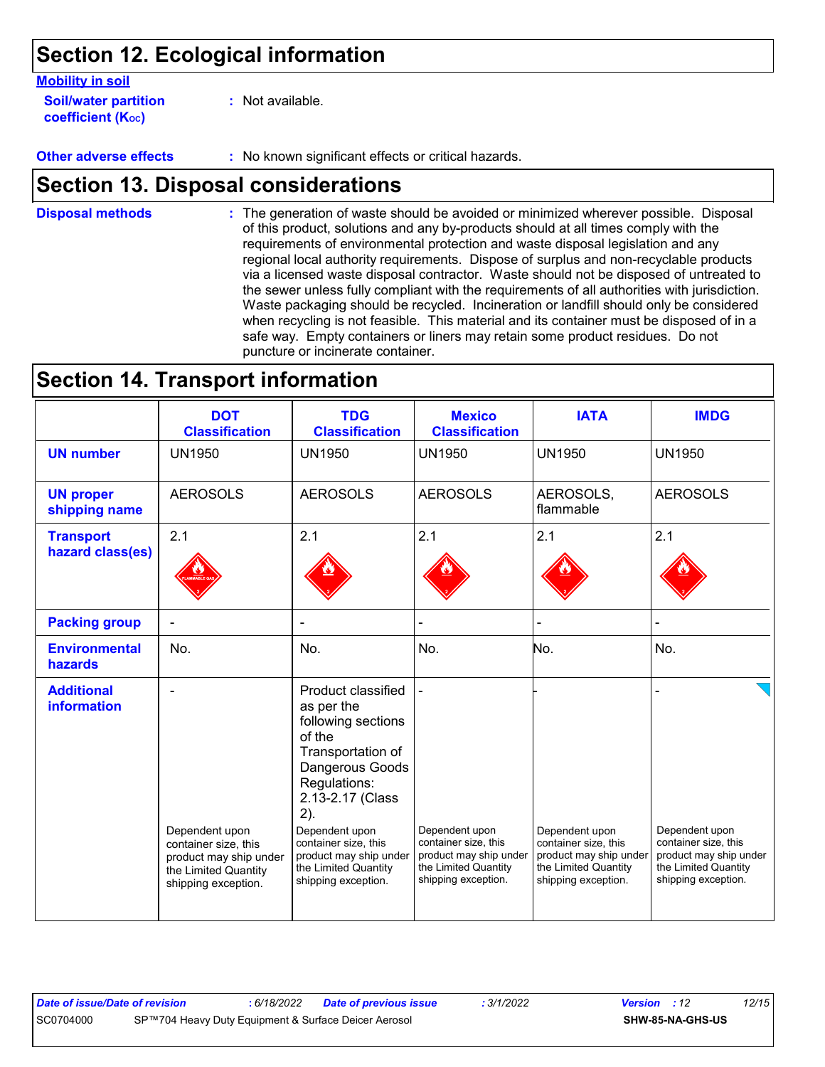# Section 12. Ecological information

**Mobility in soil**

**Soil/water partition coefficient ($K_{OC}$)** : Not available.

**Other adverse effects** : No known significant effects or critical hazards.

# Section 13. Disposal considerations

**Disposal methods** : The generation of waste should be avoided or minimized wherever possible. Disposal of this product, solutions and any by-products should at all times comply with the requirements of environmental protection and waste disposal legislation and any regional local authority requirements. Dispose of surplus and non-recyclable products via a licensed waste disposal contractor. Waste should not be disposed of untreated to the sewer unless fully compliant with the requirements of all authorities with jurisdiction. Waste packaging should be recycled. Incineration or landfill should only be considered when recycling is not feasible. This material and its container must be disposed of in a safe way. Empty containers or liners may retain some product residues. Do not puncture or incinerate container.

# Section 14. Transport information

| | DOT Classification | TDG Classification | Mexico Classification | IATA | IMDG |
|---|---|---|---|---|---|
| **UN number** | UN1950 | UN1950 | UN1950 | UN1950 | UN1950 |
| **UN proper shipping name** | AEROSOLS | AEROSOLS | AEROSOLS | AEROSOLS, flammable | AEROSOLS |
| **Transport hazard class(es)** | 2.1 | 2.1 | 2.1 | 2.1 | 2.1 |
| **Packing group** | - | - | - | - | - |
| **Environmental hazards** | No. | No. | No. | No. | No. |
| **Additional information** | - Dependent upon container size, this product may ship under the Limited Quantity shipping exception. | Product classified as per the following sections of the Transportation of Dangerous Goods Regulations: 2.13-2.17 (Class 2). Dependent upon container size, this product may ship under the Limited Quantity shipping exception. | - Dependent upon container size, this product may ship under the Limited Quantity shipping exception. | - Dependent upon container size, this product may ship under the Limited Quantity shipping exception. | - Dependent upon container size, this product may ship under the Limited Quantity shipping exception. |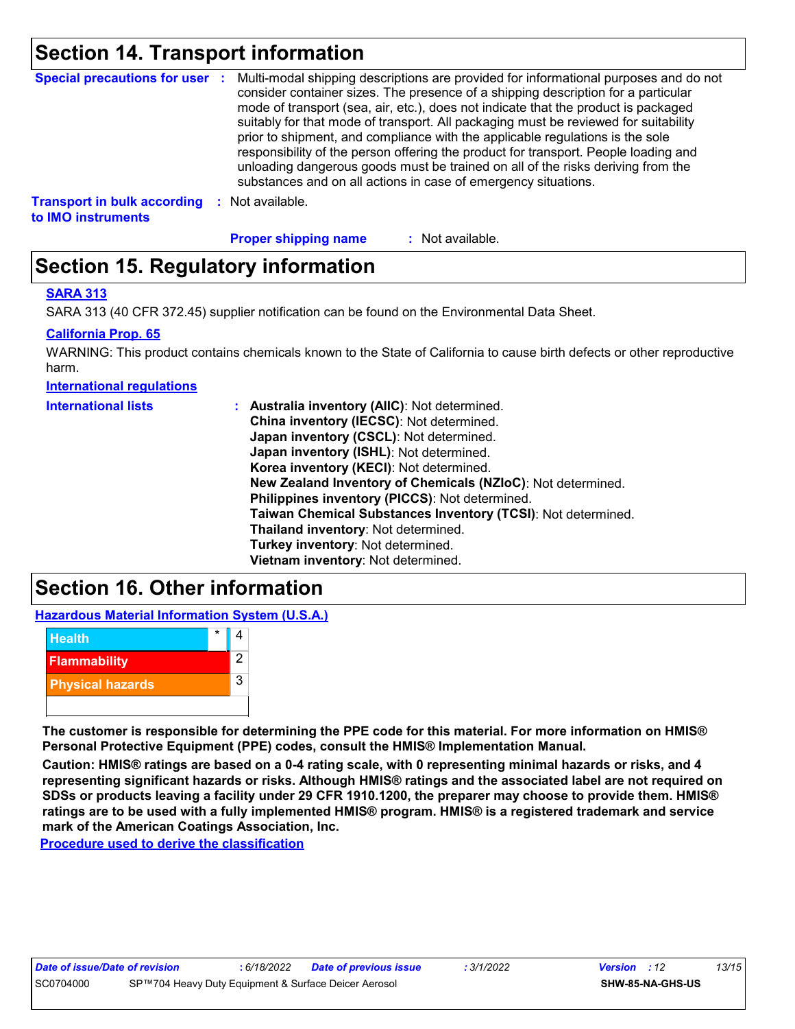## Section 14. Transport information

**Special precautions for user** : Multi-modal shipping descriptions are provided for informational purposes and do not consider container sizes. The presence of a shipping description for a particular mode of transport (sea, air, etc.), does not indicate that the product is packaged suitably for that mode of transport. All packaging must be reviewed for suitability prior to shipment, and compliance with the applicable regulations is the sole responsibility of the person offering the product for transport. People loading and unloading dangerous goods must be trained on all of the risks deriving from the substances and on all actions in case of emergency situations.

**Transport in bulk according to IMO instruments** : Not available.

**Proper shipping name** : Not available.

## Section 15. Regulatory information

**SARA 313**

SARA 313 (40 CFR 372.45) supplier notification can be found on the Environmental Data Sheet.

**California Prop. 65**

WARNING: This product contains chemicals known to the State of California to cause birth defects or other reproductive harm.

**International regulations**

**International lists** :
- **Australia inventory (AIIC)**: Not determined.
- **China inventory (IECSC)**: Not determined.
- **Japan inventory (CSCL)**: Not determined.
- **Japan inventory (ISHL)**: Not determined.
- **Korea inventory (KECI)**: Not determined.
- **New Zealand Inventory of Chemicals (NZIoC)**: Not determined.
- **Philippines inventory (PICCS)**: Not determined.
- **Taiwan Chemical Substances Inventory (TCSI)**: Not determined.
- **Thailand inventory**: Not determined.
- **Turkey inventory**: Not determined.
- **Vietnam inventory**: Not determined.

## Section 16. Other information

**Hazardous Material Information System (U.S.A.)**

| | | |
|---|---|---|
| Health | * | 4 |
| Flammability | | 2 |
| Physical hazards | | 3 |
| | | |

**The customer is responsible for determining the PPE code for this material. For more information on HMIS® Personal Protective Equipment (PPE) codes, consult the HMIS® Implementation Manual.**

**Caution: HMIS® ratings are based on a 0-4 rating scale, with 0 representing minimal hazards or risks, and 4 representing significant hazards or risks. Although HMIS® ratings and the associated label are not required on SDSs or products leaving a facility under 29 CFR 1910.1200, the preparer may choose to provide them. HMIS® ratings are to be used with a fully implemented HMIS® program. HMIS® is a registered trademark and service mark of the American Coatings Association, Inc.**

**Procedure used to derive the classification**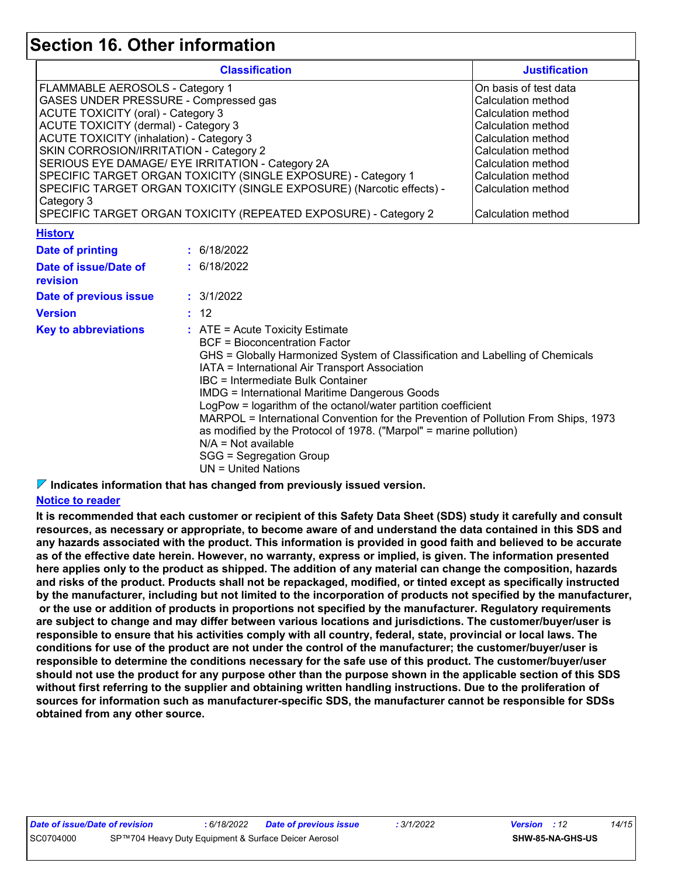# Section 16. Other information

| Classification | Justification |
|---|---|
| FLAMMABLE AEROSOLS - Category 1 | On basis of test data |
| GASES UNDER PRESSURE - Compressed gas | Calculation method |
| ACUTE TOXICITY (oral) - Category 3 | Calculation method |
| ACUTE TOXICITY (dermal) - Category 3 | Calculation method |
| ACUTE TOXICITY (inhalation) - Category 3 | Calculation method |
| SKIN CORROSION/IRRITATION - Category 2 | Calculation method |
| SERIOUS EYE DAMAGE/ EYE IRRITATION - Category 2A | Calculation method |
| SPECIFIC TARGET ORGAN TOXICITY (SINGLE EXPOSURE) - Category 1 | Calculation method |
| SPECIFIC TARGET ORGAN TOXICITY (SINGLE EXPOSURE) (Narcotic effects) - Category 3 | Calculation method |
| SPECIFIC TARGET ORGAN TOXICITY (REPEATED EXPOSURE) - Category 2 | Calculation method |

**History**

**Date of printing** : 6/18/2022

**Date of issue/Date of revision** : 6/18/2022

**Date of previous issue** : 3/1/2022

**Version** : 12

**Key to abbreviations** :
ATE = Acute Toxicity Estimate
BCF = Bioconcentration Factor
GHS = Globally Harmonized System of Classification and Labelling of Chemicals
IATA = International Air Transport Association
IBC = Intermediate Bulk Container
IMDG = International Maritime Dangerous Goods
LogPow = logarithm of the octanol/water partition coefficient
MARPOL = International Convention for the Prevention of Pollution From Ships, 1973 as modified by the Protocol of 1978. ("Marpol" = marine pollution)
N/A = Not available
SGG = Segregation Group
UN = United Nations

**Indicates information that has changed from previously issued version.**

**Notice to reader**

**It is recommended that each customer or recipient of this Safety Data Sheet (SDS) study it carefully and consult resources, as necessary or appropriate, to become aware of and understand the data contained in this SDS and any hazards associated with the product. This information is provided in good faith and believed to be accurate as of the effective date herein. However, no warranty, express or implied, is given. The information presented here applies only to the product as shipped. The addition of any material can change the composition, hazards and risks of the product. Products shall not be repackaged, modified, or tinted except as specifically instructed by the manufacturer, including but not limited to the incorporation of products not specified by the manufacturer, or the use or addition of products in proportions not specified by the manufacturer. Regulatory requirements are subject to change and may differ between various locations and jurisdictions. The customer/buyer/user is responsible to ensure that his activities comply with all country, federal, state, provincial or local laws. The conditions for use of the product are not under the control of the manufacturer; the customer/buyer/user is responsible to determine the conditions necessary for the safe use of this product. The customer/buyer/user should not use the product for any purpose other than the purpose shown in the applicable section of this SDS without first referring to the supplier and obtaining written handling instructions. Due to the proliferation of sources for information such as manufacturer-specific SDS, the manufacturer cannot be responsible for SDSs obtained from any other source.**